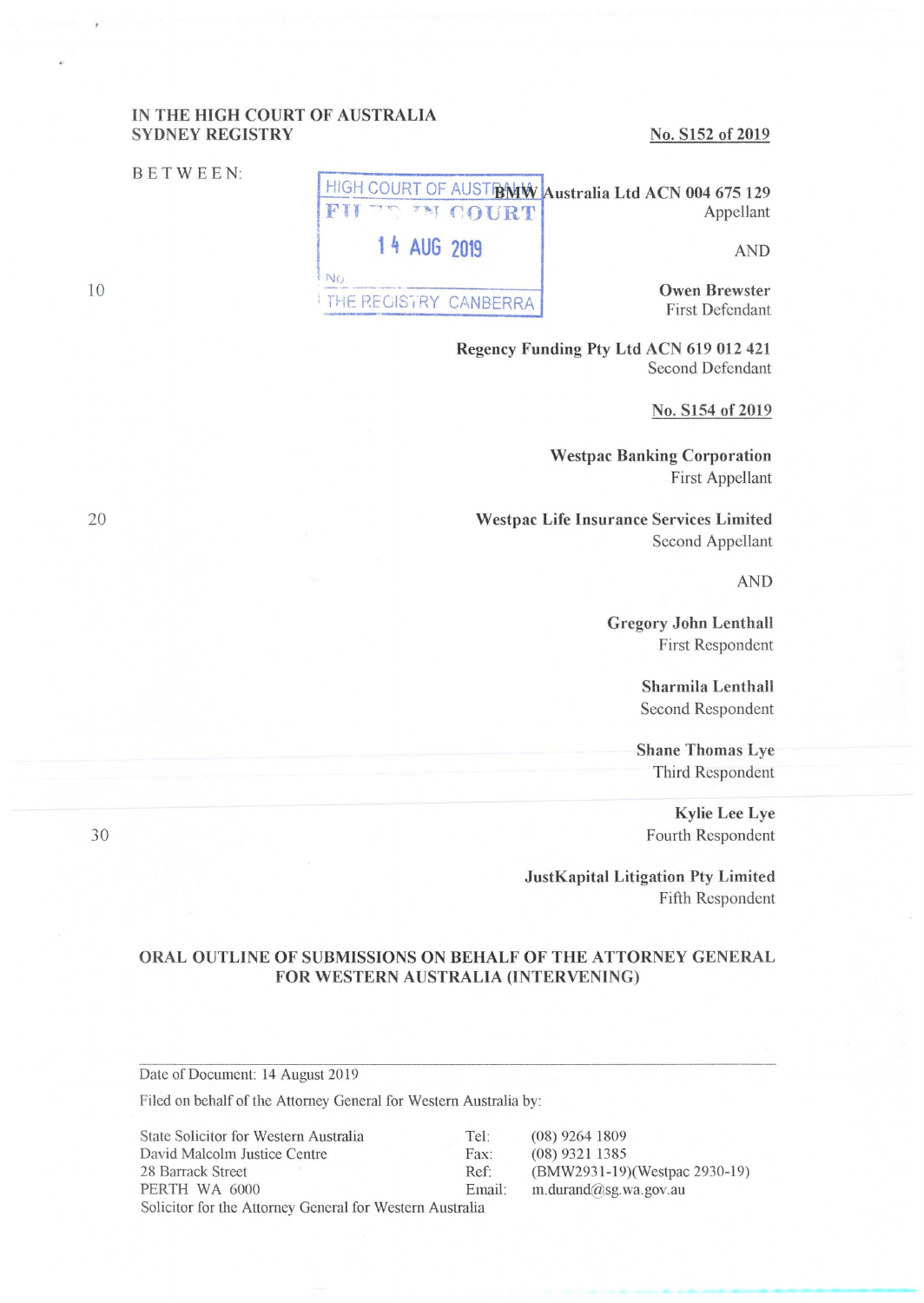**IN THE HIGH COURT OF AUSTRALIA**
**SYDNEY REGISTRY**

**No. S152 of 2019**

BETWEEN:

HIGH COURT OF AUSTRALIA
FILED IN COURT
14 AUG 2019
No.
THE REGISTRY CANBERRA

**BMW Australia Ltd ACN 004 675 129**
Appellant

AND

**Owen Brewster**
First Defendant

**Regency Funding Pty Ltd ACN 619 012 421**
Second Defendant

**No. S154 of 2019**

**Westpac Banking Corporation**
First Appellant

**Westpac Life Insurance Services Limited**
Second Appellant

AND

**Gregory John Lenthall**
First Respondent

**Sharmila Lenthall**
Second Respondent

**Shane Thomas Lye**
Third Respondent

**Kylie Lee Lye**
Fourth Respondent

**JustKapital Litigation Pty Limited**
Fifth Respondent

**ORAL OUTLINE OF SUBMISSIONS ON BEHALF OF THE ATTORNEY GENERAL FOR WESTERN AUSTRALIA (INTERVENING)**

Date of Document: 14 August 2019

Filed on behalf of the Attorney General for Western Australia by:

| | | |
|---|---|---|
| State Solicitor for Western Australia | Tel: | (08) 9264 1809 |
| David Malcolm Justice Centre | Fax: | (08) 9321 1385 |
| 28 Barrack Street | Ref: | (BMW2931-19)(Westpac 2930-19) |
| PERTH WA 6000 | Email: | m.durand@sg.wa.gov.au |

Solicitor for the Attorney General for Western Australia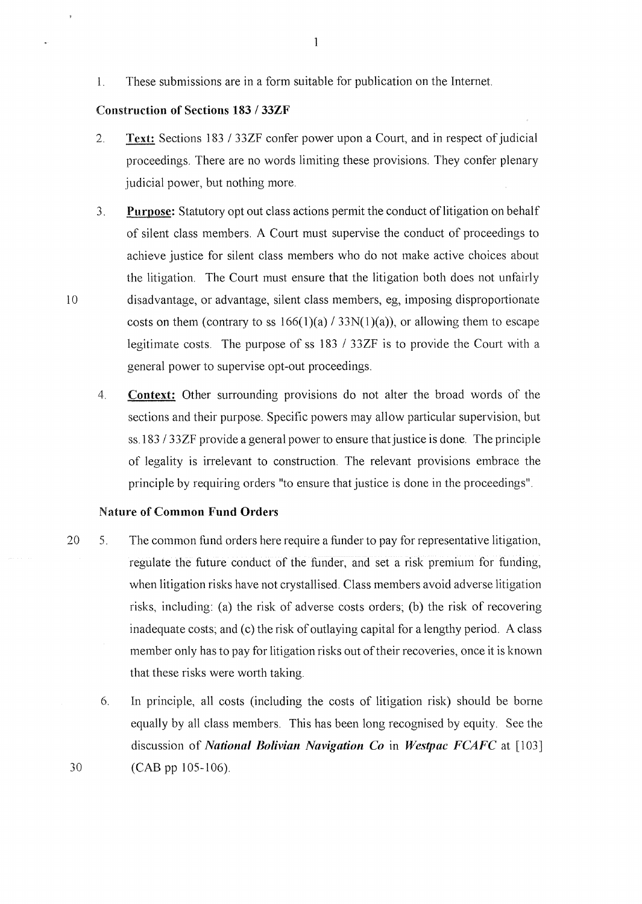1. These submissions are in a form suitable for publication on the Internet.

**Construction of Sections 183 / 33ZF**

2. **Text:** Sections 183 / 33ZF confer power upon a Court, and in respect of judicial proceedings. There are no words limiting these provisions. They confer plenary judicial power, but nothing more.

3. **Purpose:** Statutory opt out class actions permit the conduct of litigation on behalf of silent class members. A Court must supervise the conduct of proceedings to achieve justice for silent class members who do not make active choices about the litigation. The Court must ensure that the litigation both does not unfairly disadvantage, or advantage, silent class members, eg, imposing disproportionate costs on them (contrary to ss 166(1)(a) / 33N(1)(a)), or allowing them to escape legitimate costs. The purpose of ss 183 / 33ZF is to provide the Court with a general power to supervise opt-out proceedings.

4. **Context:** Other surrounding provisions do not alter the broad words of the sections and their purpose. Specific powers may allow particular supervision, but ss.183 / 33ZF provide a general power to ensure that justice is done. The principle of legality is irrelevant to construction. The relevant provisions embrace the principle by requiring orders "to ensure that justice is done in the proceedings".

**Nature of Common Fund Orders**

5. The common fund orders here require a funder to pay for representative litigation, regulate the future conduct of the funder, and set a risk premium for funding, when litigation risks have not crystallised. Class members avoid adverse litigation risks, including: (a) the risk of adverse costs orders; (b) the risk of recovering inadequate costs; and (c) the risk of outlaying capital for a lengthy period. A class member only has to pay for litigation risks out of their recoveries, once it is known that these risks were worth taking.

6. In principle, all costs (including the costs of litigation risk) should be borne equally by all class members. This has been long recognised by equity. See the discussion of ***National Bolivian Navigation Co*** in ***Westpac FCAFC*** at [103] (CAB pp 105-106).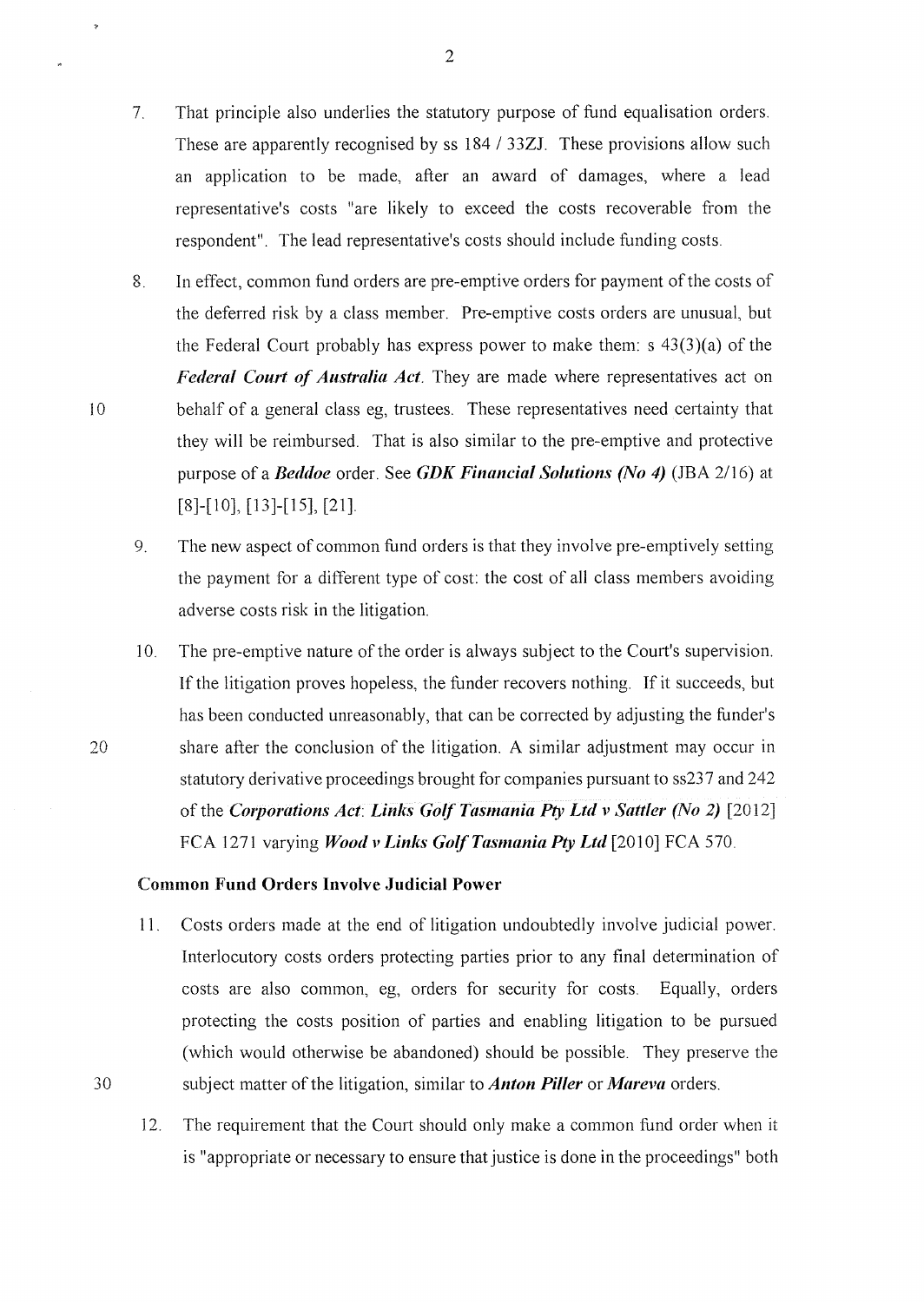7. That principle also underlies the statutory purpose of fund equalisation orders. These are apparently recognised by ss 184 / 33ZJ. These provisions allow such an application to be made, after an award of damages, where a lead representative's costs "are likely to exceed the costs recoverable from the respondent". The lead representative's costs should include funding costs.

8. In effect, common fund orders are pre-emptive orders for payment of the costs of the deferred risk by a class member. Pre-emptive costs orders are unusual, but the Federal Court probably has express power to make them: s 43(3)(a) of the ***Federal Court of Australia Act***. They are made where representatives act on behalf of a general class eg, trustees. These representatives need certainty that they will be reimbursed. That is also similar to the pre-emptive and protective purpose of a ***Beddoe*** order. See ***GDK Financial Solutions (No 4)*** (JBA 2/16) at [8]-[10], [13]-[15], [21].

9. The new aspect of common fund orders is that they involve pre-emptively setting the payment for a different type of cost: the cost of all class members avoiding adverse costs risk in the litigation.

10. The pre-emptive nature of the order is always subject to the Court's supervision. If the litigation proves hopeless, the funder recovers nothing. If it succeeds, but has been conducted unreasonably, that can be corrected by adjusting the funder's share after the conclusion of the litigation. A similar adjustment may occur in statutory derivative proceedings brought for companies pursuant to ss237 and 242 of the ***Corporations Act***: ***Links Golf Tasmania Pty Ltd v Sattler (No 2)*** [2012] FCA 1271 varying ***Wood v Links Golf Tasmania Pty Ltd*** [2010] FCA 570.

### Common Fund Orders Involve Judicial Power

11. Costs orders made at the end of litigation undoubtedly involve judicial power. Interlocutory costs orders protecting parties prior to any final determination of costs are also common, eg, orders for security for costs. Equally, orders protecting the costs position of parties and enabling litigation to be pursued (which would otherwise be abandoned) should be possible. They preserve the subject matter of the litigation, similar to ***Anton Piller*** or ***Mareva*** orders.

12. The requirement that the Court should only make a common fund order when it is "appropriate or necessary to ensure that justice is done in the proceedings" both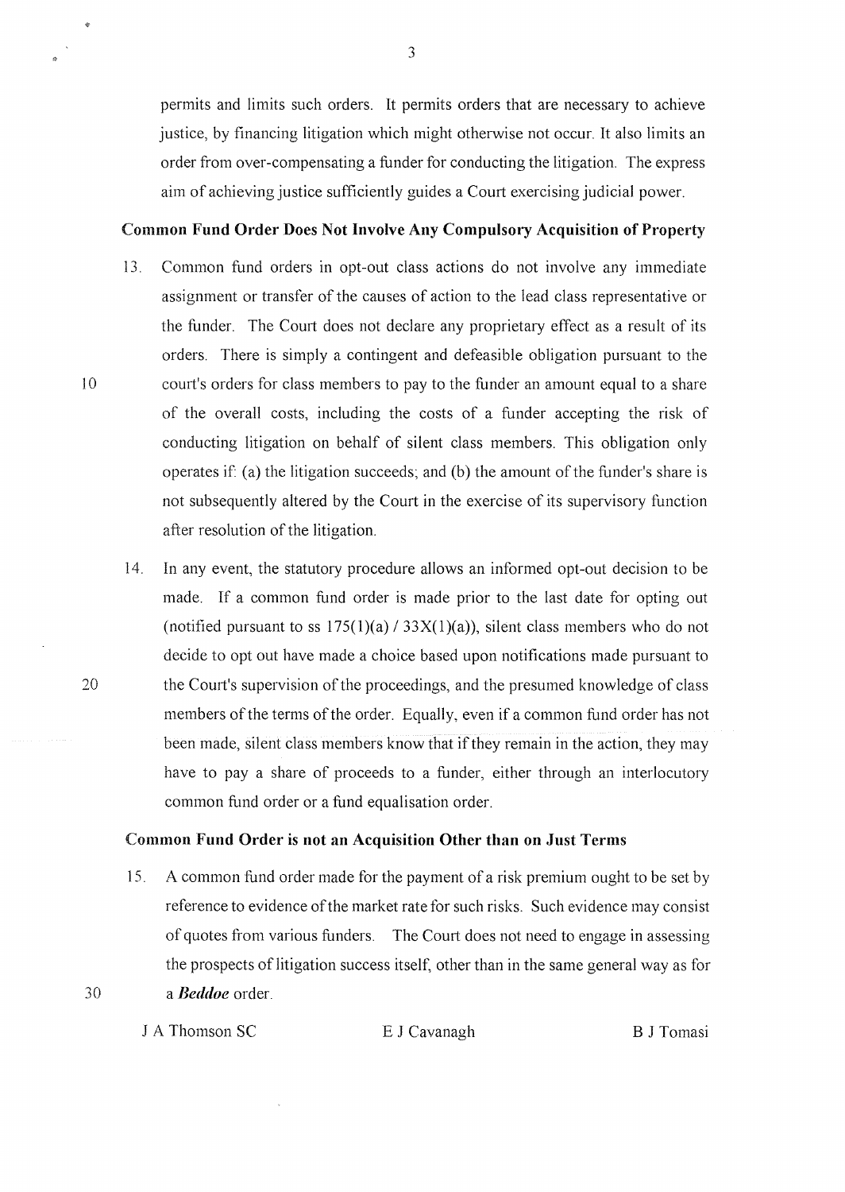permits and limits such orders. It permits orders that are necessary to achieve justice, by financing litigation which might otherwise not occur. It also limits an order from over-compensating a funder for conducting the litigation. The express aim of achieving justice sufficiently guides a Court exercising judicial power.

**Common Fund Order Does Not Involve Any Compulsory Acquisition of Property**

13. Common fund orders in opt-out class actions do not involve any immediate assignment or transfer of the causes of action to the lead class representative or the funder. The Court does not declare any proprietary effect as a result of its orders. There is simply a contingent and defeasible obligation pursuant to the court's orders for class members to pay to the funder an amount equal to a share of the overall costs, including the costs of a funder accepting the risk of conducting litigation on behalf of silent class members. This obligation only operates if: (a) the litigation succeeds; and (b) the amount of the funder's share is not subsequently altered by the Court in the exercise of its supervisory function after resolution of the litigation.

14. In any event, the statutory procedure allows an informed opt-out decision to be made. If a common fund order is made prior to the last date for opting out (notified pursuant to ss 175(1)(a) / 33X(1)(a)), silent class members who do not decide to opt out have made a choice based upon notifications made pursuant to the Court's supervision of the proceedings, and the presumed knowledge of class members of the terms of the order. Equally, even if a common fund order has not been made, silent class members know that if they remain in the action, they may have to pay a share of proceeds to a funder, either through an interlocutory common fund order or a fund equalisation order.

**Common Fund Order is not an Acquisition Other than on Just Terms**

15. A common fund order made for the payment of a risk premium ought to be set by reference to evidence of the market rate for such risks. Such evidence may consist of quotes from various funders. The Court does not need to engage in assessing the prospects of litigation success itself, other than in the same general way as for a ***Beddoe*** order.

J A Thomson SC E J Cavanagh B J Tomasi